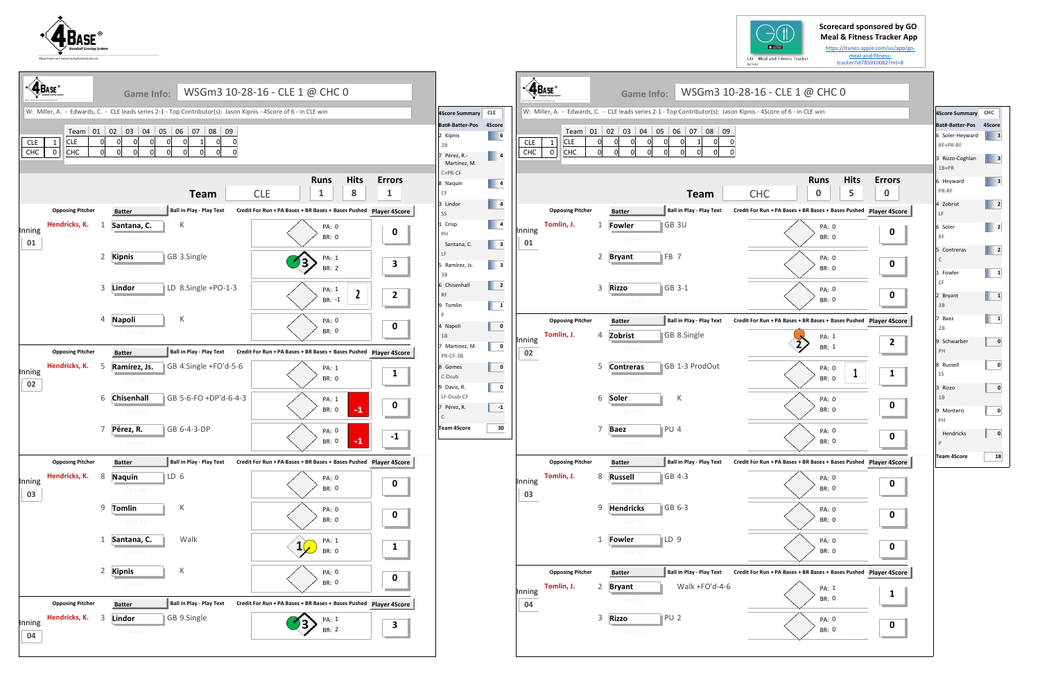4Base® Baseball Scoring System

Scorecard sponsored by GO Meal & Fitness Tracker App
https://itunes.apple.com/us/app/go-meal-and-fitness-tracker/id785910082?mt=8

## Game Info: WSGm3 10-28-16 - CLE 1 @ CHC 0

W: Miller, A. - Edwards, C. - CLE leads series 2-1 - Top Contributor(s): Jason Kipnis - 4Score of 6 - in CLE win

| | | Team | 01 | 02 | 03 | 04 | 05 | 06 | 07 | 08 | 09 |
|---|---|---|---|---|---|---|---|---|---|---|---|
| CLE | 1 | CLE | 0 | 0 | 0 | 0 | 0 | 0 | 1 | 0 | 0 |
| CHC | 0 | CHC | 0 | 0 | 0 | 0 | 0 | 0 | 0 | 0 | 0 |

### Team: CLE — Runs 1, Hits 8, Errors 1

| Inning | Opposing Pitcher | # | Batter | Ball in Play - Play Text | PA | BR | Player 4Score |
|---|---|---|---|---|---|---|---|
| 01 | Hendricks, K. | 1 | Santana, C. | K | 0 | 0 | 0 |
| | | 2 | Kipnis | GB 3.Single | 1 | 2 | 3 |
| | | 3 | Lindor | LD 8.Single +PO-1-3 | 1 | -1 | 2 |
| | | 4 | Napoli | K | 0 | 0 | 0 |
| 02 | Hendricks, K. | 5 | Ramírez, Js. | GB 4.Single +FO'd-5-6 | 1 | 0 | 1 |
| | | 6 | Chisenhall | GB 5-6-FO +DP'd-6-4-3 | 1 | 0 | 0 (-1) |
| | | 7 | Pérez, R. | GB 6-4-3-DP | 0 | 0 | -1 (-1) |
| 03 | Hendricks, K. | 8 | Naquin | LD 6 | 0 | 0 | 0 |
| | | 9 | Tomlin | K | 0 | 0 | 0 |
| | | 1 | Santana, C. | Walk | 1 | 0 | 1 |
| | | 2 | Kipnis | K | 0 | 0 | 0 |
| 04 | Hendricks, K. | 3 | Lindor | GB 9.Single | 1 | 2 | 3 |

### 4Score Summary — CLE

| Bat#-Batter-Pos | 4Score |
|---|---|
| 2 Kipnis 2B | 6 |
| 7 Pérez, R.-Martinez, M. C+PR-CF | 4 |
| 8 Naquin CF | 4 |
| 3 Lindor SS | 4 |
| 1 Crisp PH | 4 |
| Santana, C. LF | 3 |
| 5 Ramírez, Js. 3B | 3 |
| 6 Chisenhall RF | 2 |
| 9 Tomlin P | 1 |
| 4 Napoli 1B | 0 |
| 7 Martinez, M. PR-CF-3B | 0 |
| 8 Gomes C-Dsub | 0 |
| 9 Davis, R. LF-Dsub-CF | 0 |
| 7 Pérez, R. C | -1 |
| Team 4Score | 30 |

## Game Info: WSGm3 10-28-16 - CLE 1 @ CHC 0

W: Miller, A. - Edwards, C. - CLE leads series 2-1 - Top Contributor(s): Jason Kipnis - 4Score of 6 - in CLE win

| | | Team | 01 | 02 | 03 | 04 | 05 | 06 | 07 | 08 | 09 |
|---|---|---|---|---|---|---|---|---|---|---|---|
| CLE | 1 | CLE | 0 | 0 | 0 | 0 | 0 | 0 | 1 | 0 | 0 |
| CHC | 0 | CHC | 0 | 0 | 0 | 0 | 0 | 0 | 0 | 0 | 0 |

### Team: CHC — Runs 0, Hits 5, Errors 0

| Inning | Opposing Pitcher | # | Batter | Ball in Play - Play Text | PA | BR | Player 4Score |
|---|---|---|---|---|---|---|---|
| 01 | Tomlin, J. | 1 | Fowler | GB 3U | 0 | 0 | 0 |
| | | 2 | Bryant | FB 7 | 0 | 0 | 0 |
| | | 3 | Rizzo | GB 3-1 | 0 | 0 | 0 |
| 02 | Tomlin, J. | 4 | Zobrist | GB 8.Single | 1 | 1 | 2 |
| | | 5 | Contreras | GB 1-3 ProdOut | 0 | 0 | 1 |
| | | 6 | Soler | K | 0 | 0 | 0 |
| | | 7 | Baez | PU 4 | 0 | 0 | 0 |
| 03 | Tomlin, J. | 8 | Russell | GB 4-3 | 0 | 0 | 0 |
| | | 9 | Hendricks | GB 6-3 | 0 | 0 | 0 |
| | | 1 | Fowler | LD 9 | 0 | 0 | 0 |
| 04 | Tomlin, J. | 2 | Bryant | Walk +FO'd-4-6 | 1 | 0 | 1 |
| | | 3 | Rizzo | PU 2 | 0 | 0 | 0 |

### 4Score Summary — CHC

| Bat#-Batter-Pos | 4Score |
|---|---|
| 6 Soler-Heyward RF+PR-RF | 3 |
| 3 Rizzo-Coghlan 1B+PR | 3 |
| 6 Heyward PR-RF | 3 |
| 4 Zobrist LF | 2 |
| 6 Soler RF | 2 |
| 5 Contreras C | 2 |
| 1 Fowler CF | 1 |
| 2 Bryant 3B | 1 |
| 7 Baez 2B | 1 |
| 9 Schwarber PH | 0 |
| 8 Russell SS | 0 |
| 3 Rizzo 1B | 0 |
| 9 Montero PH | 0 |
| Hendricks P | 0 |
| Team 4Score | 18 |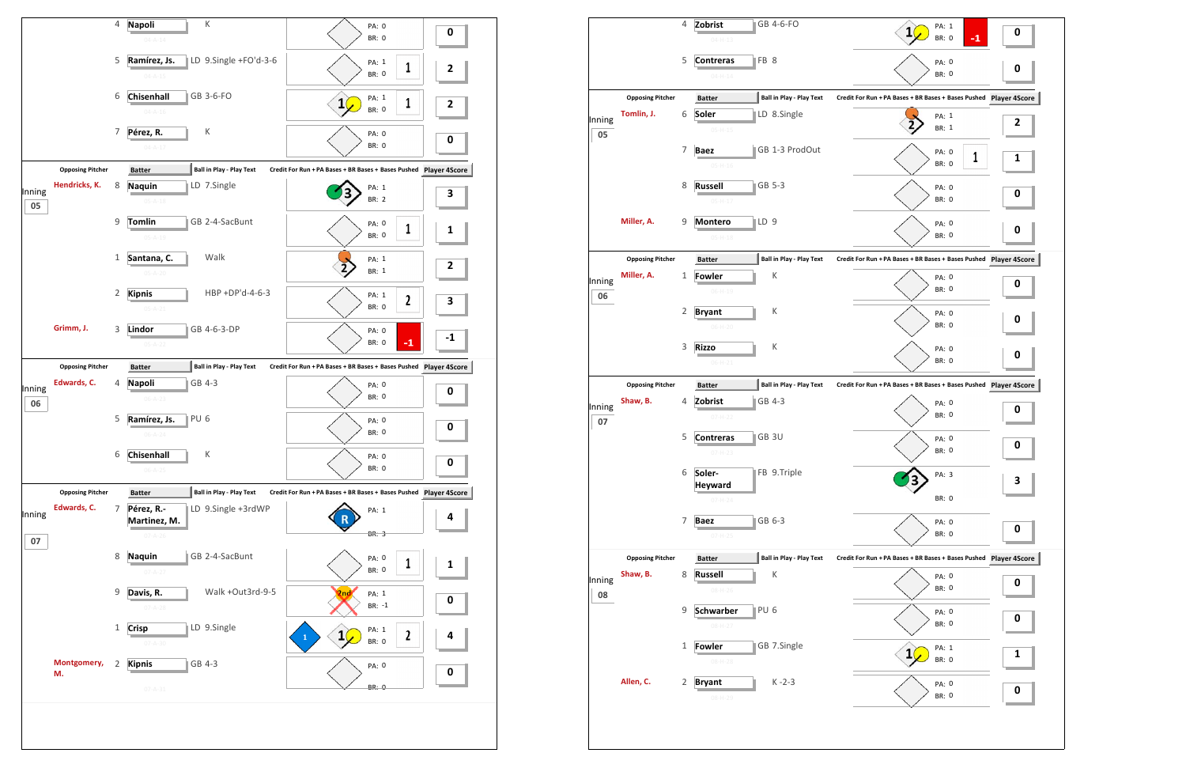| Opposing Pitcher | Batter | Ball in Play - Play Text | Credit For Run + PA Bases + BR Bases + Bases Pushed | Player 4Score |
|---|---|---|---|---|
| | 4 Napoli | K | PA: 0 BR: 0 | 0 |
| | 5 Ramírez, Js. | LD 9.Single +FO'd-3-6 | PA: 1 BR: 0 (1) | 2 |
| | 6 Chisenhall | GB 3-6-FO | PA: 1 BR: 0 (1) | 2 |
| | 7 Pérez, R. | K | PA: 0 BR: 0 | 0 |

**Inning 05**

| Opposing Pitcher | Batter | Ball in Play - Play Text | Credit For Run + PA Bases + BR Bases + Bases Pushed | Player 4Score |
|---|---|---|---|---|
| Hendricks, K. | 8 Naquin | LD 7.Single | PA: 1 BR: 2 | 3 |
| | 9 Tomlin | GB 2-4-SacBunt | PA: 0 BR: 0 (1) | 1 |
| | 1 Santana, C. | Walk | PA: 1 BR: 1 | 2 |
| | 2 Kipnis | HBP +DP'd-4-6-3 | PA: 1 BR: 0 (2) | 3 |
| Grimm, J. | 3 Lindor | GB 4-6-3-DP | PA: 0 BR: 0 (-1) | -1 |

**Inning 06**

| Opposing Pitcher | Batter | Ball in Play - Play Text | Credit For Run + PA Bases + BR Bases + Bases Pushed | Player 4Score |
|---|---|---|---|---|
| Edwards, C. | 4 Napoli | GB 4-3 | PA: 0 BR: 0 | 0 |
| | 5 Ramírez, Js. | PU 6 | PA: 0 BR: 0 | 0 |
| | 6 Chisenhall | K | PA: 0 BR: 0 | 0 |

**Inning 07**

| Opposing Pitcher | Batter | Ball in Play - Play Text | Credit For Run + PA Bases + BR Bases + Bases Pushed | Player 4Score |
|---|---|---|---|---|
| Edwards, C. | 7 Pérez, R.-Martinez, M. | LD 9.Single +3rdWP | PA: 1 BR: 3 | 4 |
| | 8 Naquin | GB 2-4-SacBunt | PA: 0 BR: 0 (1) | 1 |
| | 9 Davis, R. | Walk +Out3rd-9-5 | PA: 1 BR: -1 | 0 |
| | 1 Crisp | LD 9.Single | PA: 1 BR: 0 (2) | 4 |
| Montgomery, M. | 2 Kipnis | GB 4-3 | PA: 0 BR: 0 | 0 |

| Opposing Pitcher | Batter | Ball in Play - Play Text | Credit For Run + PA Bases + BR Bases + Bases Pushed | Player 4Score |
|---|---|---|---|---|
| | 4 Zobrist | GB 4-6-FO | PA: 1 BR: 0 (-1) | 0 |
| | 5 Contreras | FB 8 | PA: 0 BR: 0 | 0 |

**Inning 05**

| Opposing Pitcher | Batter | Ball in Play - Play Text | Credit For Run + PA Bases + BR Bases + Bases Pushed | Player 4Score |
|---|---|---|---|---|
| Tomlin, J. | 6 Soler | LD 8.Single | PA: 1 BR: 1 | 2 |
| | 7 Baez | GB 1-3 ProdOut | PA: 0 BR: 0 (1) | 1 |
| | 8 Russell | GB 5-3 | PA: 0 BR: 0 | 0 |
| Miller, A. | 9 Montero | LD 9 | PA: 0 BR: 0 | 0 |

**Inning 06**

| Opposing Pitcher | Batter | Ball in Play - Play Text | Credit For Run + PA Bases + BR Bases + Bases Pushed | Player 4Score |
|---|---|---|---|---|
| Miller, A. | 1 Fowler | K | PA: 0 BR: 0 | 0 |
| | 2 Bryant | K | PA: 0 BR: 0 | 0 |
| | 3 Rizzo | K | PA: 0 BR: 0 | 0 |

**Inning 07**

| Opposing Pitcher | Batter | Ball in Play - Play Text | Credit For Run + PA Bases + BR Bases + Bases Pushed | Player 4Score |
|---|---|---|---|---|
| Shaw, B. | 4 Zobrist | GB 4-3 | PA: 0 BR: 0 | 0 |
| | 5 Contreras | GB 3U | PA: 0 BR: 0 | 0 |
| | 6 Soler-Heyward | FB 9.Triple | PA: 3 BR: 0 | 3 |
| | 7 Baez | GB 6-3 | PA: 0 BR: 0 | 0 |

**Inning 08**

| Opposing Pitcher | Batter | Ball in Play - Play Text | Credit For Run + PA Bases + BR Bases + Bases Pushed | Player 4Score |
|---|---|---|---|---|
| Shaw, B. | 8 Russell | K | PA: 0 BR: 0 | 0 |
| | 9 Schwarber | PU 6 | PA: 0 BR: 0 | 0 |
| | 1 Fowler | GB 7.Single | PA: 1 BR: 0 | 1 |
| Allen, C. | 2 Bryant | K -2-3 | PA: 0 BR: 0 | 0 |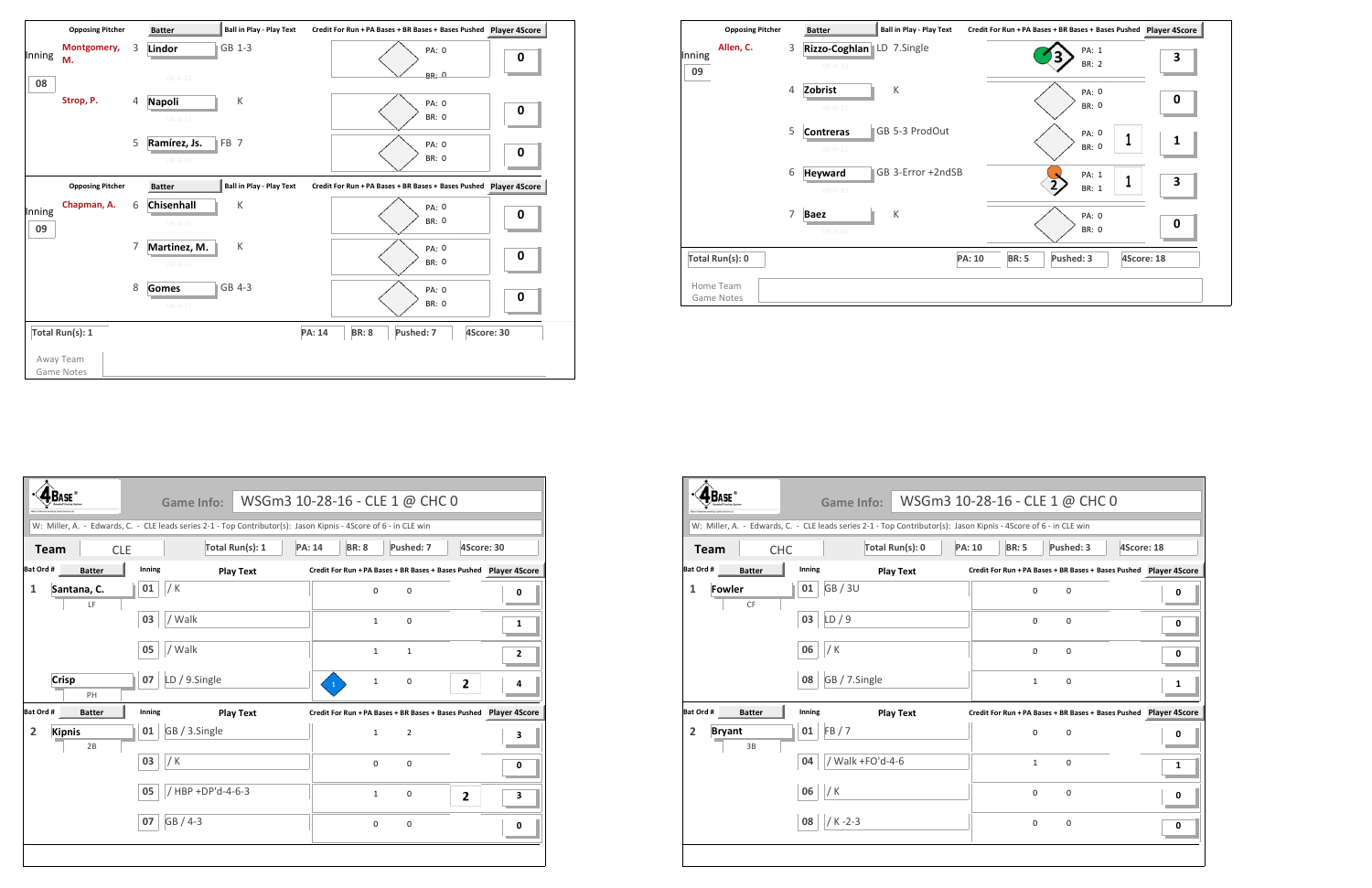## Away Team – Innings 08–09

| Inning | Opposing Pitcher | # | Batter | Ball in Play - Play Text | Credit For Run | PA Bases | BR Bases | Bases Pushed | Player 4Score |
|---|---|---|---|---|---|---|---|---|---|
| 08 | Montgomery, M. | 3 | Lindor | GB 1-3 | | PA: 0 | BR: 0 | | 0 |
| | Strop, P. | 4 | Napoli | K | | PA: 0 | BR: 0 | | 0 |
| | | 5 | Ramírez, Js. | FB 7 | | PA: 0 | BR: 0 | | 0 |
| 09 | Chapman, A. | 6 | Chisenhall | K | | PA: 0 | BR: 0 | | 0 |
| | | 7 | Martinez, M. | K | | PA: 0 | BR: 0 | | 0 |
| | | 8 | Gomes | GB 4-3 | | PA: 0 | BR: 0 | | 0 |

Total Run(s): 1 | PA: 14 | BR: 8 | Pushed: 7 | 4Score: 30

Away Team Game Notes

## Home Team – Inning 09

| Inning | Opposing Pitcher | # | Batter | Ball in Play - Play Text | Credit For Run | PA Bases | BR Bases | Bases Pushed | Player 4Score |
|---|---|---|---|---|---|---|---|---|---|
| 09 | Allen, C. | 3 | Rizzo-Coghlan | LD 7.Single | 3 | PA: 1 | BR: 2 | | 3 |
| | | 4 | Zobrist | K | | PA: 0 | BR: 0 | | 0 |
| | | 5 | Contreras | GB 5-3 ProdOut | | PA: 0 | BR: 0 | 1 | 1 |
| | | 6 | Heyward | GB 3-Error +2ndSB | 2 | PA: 1 | BR: 1 | 1 | 3 |
| | | 7 | Baez | K | | PA: 0 | BR: 0 | | 0 |

Total Run(s): 0 | PA: 10 | BR: 5 | Pushed: 3 | 4Score: 18

Home Team Game Notes

## Game Info: WSGm3 10-28-16 - CLE 1 @ CHC 0

W: Miller, A. - Edwards, C. - CLE leads series 2-1 - Top Contributor(s): Jason Kipnis - 4Score of 6 - in CLE win

**Team:** CLE | Total Run(s): 1 | PA: 14 | BR: 8 | Pushed: 7 | 4Score: 30

| Bat Ord # | Batter | Inning | Play Text | Credit For Run | PA Bases | BR Bases | Bases Pushed | Player 4Score |
|---|---|---|---|---|---|---|---|---|
| 1 | Santana, C. (LF) | 01 | / K | | 0 | 0 | | 0 |
| | | 03 | / Walk | | 1 | 0 | | 1 |
| | | 05 | / Walk | | 1 | 1 | | 2 |
| | Crisp (PH) | 07 | LD / 9.Single | 1 | 1 | 0 | 2 | 4 |
| 2 | Kipnis (2B) | 01 | GB / 3.Single | | 1 | 2 | | 3 |
| | | 03 | / K | | 0 | 0 | | 0 |
| | | 05 | / HBP +DP'd-4-6-3 | | 1 | 0 | 2 | 3 |
| | | 07 | GB / 4-3 | | 0 | 0 | | 0 |

## Game Info: WSGm3 10-28-16 - CLE 1 @ CHC 0

W: Miller, A. - Edwards, C. - CLE leads series 2-1 - Top Contributor(s): Jason Kipnis - 4Score of 6 - in CLE win

**Team:** CHC | Total Run(s): 0 | PA: 10 | BR: 5 | Pushed: 3 | 4Score: 18

| Bat Ord # | Batter | Inning | Play Text | Credit For Run | PA Bases | BR Bases | Bases Pushed | Player 4Score |
|---|---|---|---|---|---|---|---|---|
| 1 | Fowler (CF) | 01 | GB / 3U | | 0 | 0 | | 0 |
| | | 03 | LD / 9 | | 0 | 0 | | 0 |
| | | 06 | / K | | 0 | 0 | | 0 |
| | | 08 | GB / 7.Single | | 1 | 0 | | 1 |
| 2 | Bryant (3B) | 01 | FB / 7 | | 0 | 0 | | 0 |
| | | 04 | / Walk +FO'd-4-6 | | 1 | 0 | | 1 |
| | | 06 | / K | | 0 | 0 | | 0 |
| | | 08 | / K -2-3 | | 0 | 0 | | 0 |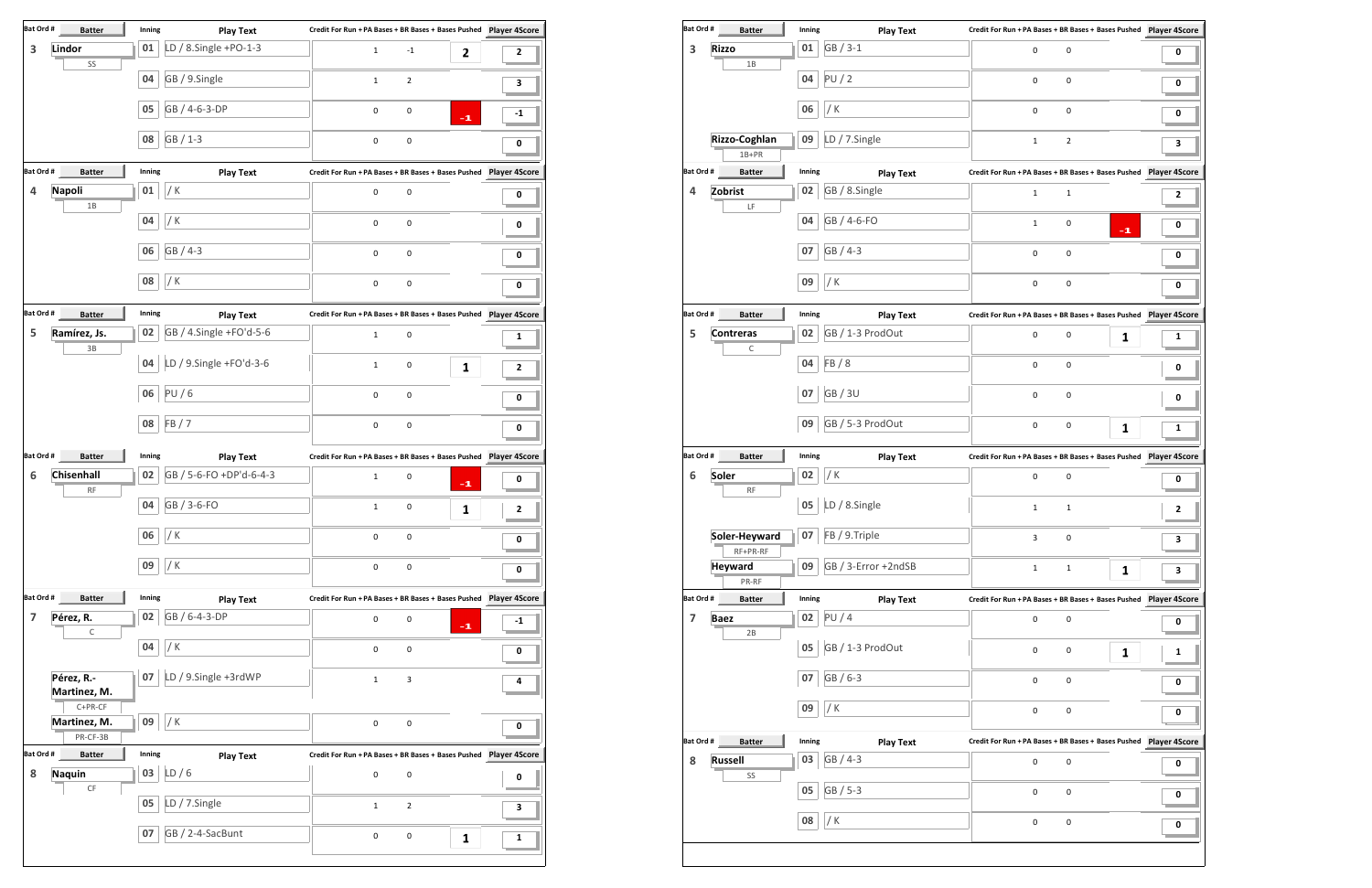| Bat Ord # | Batter | Inning | Play Text | Credit For Run | PA Bases | BR Bases | Bases Pushed | Player 4Score |
|---|---|---|---|---|---|---|---|---|
| 3 | Lindor (SS) | 01 | LD / 8.Single +PO-1-3 | 1 | -1 | | 2 | 2 |
| | | 04 | GB / 9.Single | 1 | 2 | | | 3 |
| | | 05 | GB / 4-6-3-DP | 0 | 0 | | -1 | -1 |
| | | 08 | GB / 1-3 | 0 | 0 | | | 0 |
| 4 | Napoli (1B) | 01 | / K | 0 | 0 | | | 0 |
| | | 04 | / K | 0 | 0 | | | 0 |
| | | 06 | GB / 4-3 | 0 | 0 | | | 0 |
| | | 08 | / K | 0 | 0 | | | 0 |
| 5 | Ramírez, Js. (3B) | 02 | GB / 4.Single +FO'd-5-6 | 1 | 0 | | | 1 |
| | | 04 | LD / 9.Single +FO'd-3-6 | 1 | 0 | | 1 | 2 |
| | | 06 | PU / 6 | 0 | 0 | | | 0 |
| | | 08 | FB / 7 | 0 | 0 | | | 0 |
| 6 | Chisenhall (RF) | 02 | GB / 5-6-FO +DP'd-6-4-3 | 1 | 0 | | -1 | 0 |
| | | 04 | GB / 3-6-FO | 1 | 0 | | 1 | 2 |
| | | 06 | / K | 0 | 0 | | | 0 |
| | | 09 | / K | 0 | 0 | | | 0 |
| 7 | Pérez, R. (C) | 02 | GB / 6-4-3-DP | 0 | 0 | | -1 | -1 |
| | | 04 | / K | 0 | 0 | | | 0 |
| | Pérez, R.-Martinez, M. (C+PR-CF) | 07 | LD / 9.Single +3rdWP | 1 | 3 | | | 4 |
| | Martinez, M. (PR-CF-3B) | 09 | / K | 0 | 0 | | | 0 |
| 8 | Naquin (CF) | 03 | LD / 6 | 0 | 0 | | | 0 |
| | | 05 | LD / 7.Single | 1 | 2 | | | 3 |
| | | 07 | GB / 2-4-SacBunt | 0 | 0 | | 1 | 1 |

| Bat Ord # | Batter | Inning | Play Text | Credit For Run | PA Bases | BR Bases | Bases Pushed | Player 4Score |
|---|---|---|---|---|---|---|---|---|
| 3 | Rizzo (1B) | 01 | GB / 3-1 | 0 | 0 | | | 0 |
| | | 04 | PU / 2 | 0 | 0 | | | 0 |
| | | 06 | / K | 0 | 0 | | | 0 |
| | Rizzo-Coghlan (1B+PR) | 09 | LD / 7.Single | 1 | 2 | | | 3 |
| 4 | Zobrist (LF) | 02 | GB / 8.Single | 1 | 1 | | | 2 |
| | | 04 | GB / 4-6-FO | 1 | 0 | | -1 | 0 |
| | | 07 | GB / 4-3 | 0 | 0 | | | 0 |
| | | 09 | / K | 0 | 0 | | | 0 |
| 5 | Contreras (C) | 02 | GB / 1-3 ProdOut | 0 | 0 | | 1 | 1 |
| | | 04 | FB / 8 | 0 | 0 | | | 0 |
| | | 07 | GB / 3U | 0 | 0 | | | 0 |
| | | 09 | GB / 5-3 ProdOut | 0 | 0 | | 1 | 1 |
| 6 | Soler (RF) | 02 | / K | 0 | 0 | | | 0 |
| | | 05 | LD / 8.Single | 1 | 1 | | | 2 |
| | Soler-Heyward (RF+PR-RF) | 07 | FB / 9.Triple | 3 | 0 | | | 3 |
| | Heyward (PR-RF) | 09 | GB / 3-Error +2ndSB | 1 | 1 | | 1 | 3 |
| 7 | Baez (2B) | 02 | PU / 4 | 0 | 0 | | | 0 |
| | | 05 | GB / 1-3 ProdOut | 0 | 0 | | 1 | 1 |
| | | 07 | GB / 6-3 | 0 | 0 | | | 0 |
| | | 09 | / K | 0 | 0 | | | 0 |
| 8 | Russell (SS) | 03 | GB / 4-3 | 0 | 0 | | | 0 |
| | | 05 | GB / 5-3 | 0 | 0 | | | 0 |
| | | 08 | / K | 0 | 0 | | | 0 |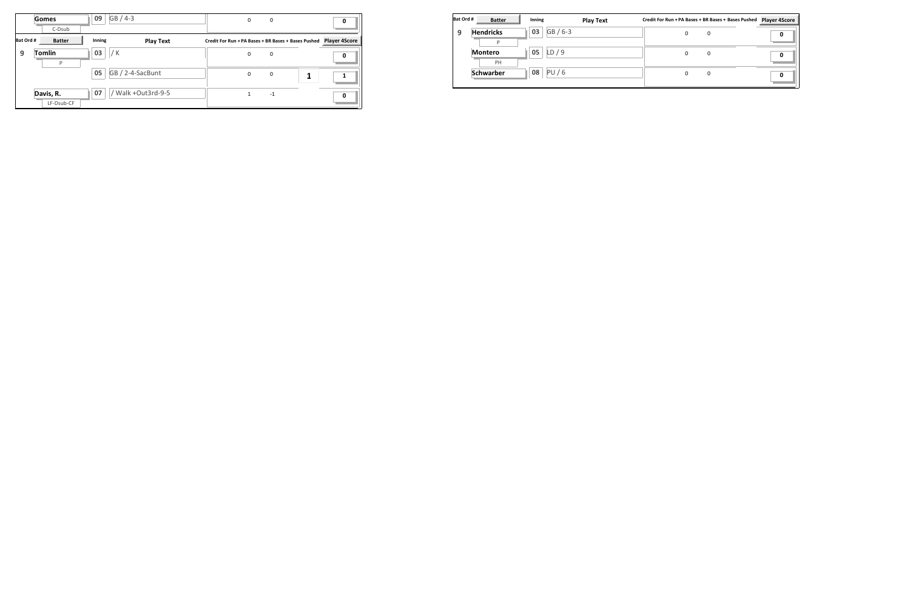| Bat Ord # | Batter | Inning | Play Text | Credit For Run + PA Bases + BR Bases + Bases Pushed | | | Player 4Score |
|---|---|---|---|---|---|---|---|
| | Gomes C-Dsub | 09 | GB / 4-3 | 0 | 0 | | 0 |
| 9 | Tomlin P | 03 | / K | 0 | 0 | | 0 |
| | | 05 | GB / 2-4-SacBunt | 0 | 0 | 1 | 1 |
| | Davis, R. LF-Dsub-CF | 07 | / Walk +Out3rd-9-5 | 1 | -1 | | 0 |

| Bat Ord # | Batter | Inning | Play Text | Credit For Run + PA Bases + BR Bases + Bases Pushed | | | Player 4Score |
|---|---|---|---|---|---|---|---|
| 9 | Hendricks P | 03 | GB / 6-3 | 0 | 0 | | 0 |
| | Montero PH | 05 | LD / 9 | 0 | 0 | | 0 |
| | Schwarber | 08 | PU / 6 | 0 | 0 | | 0 |